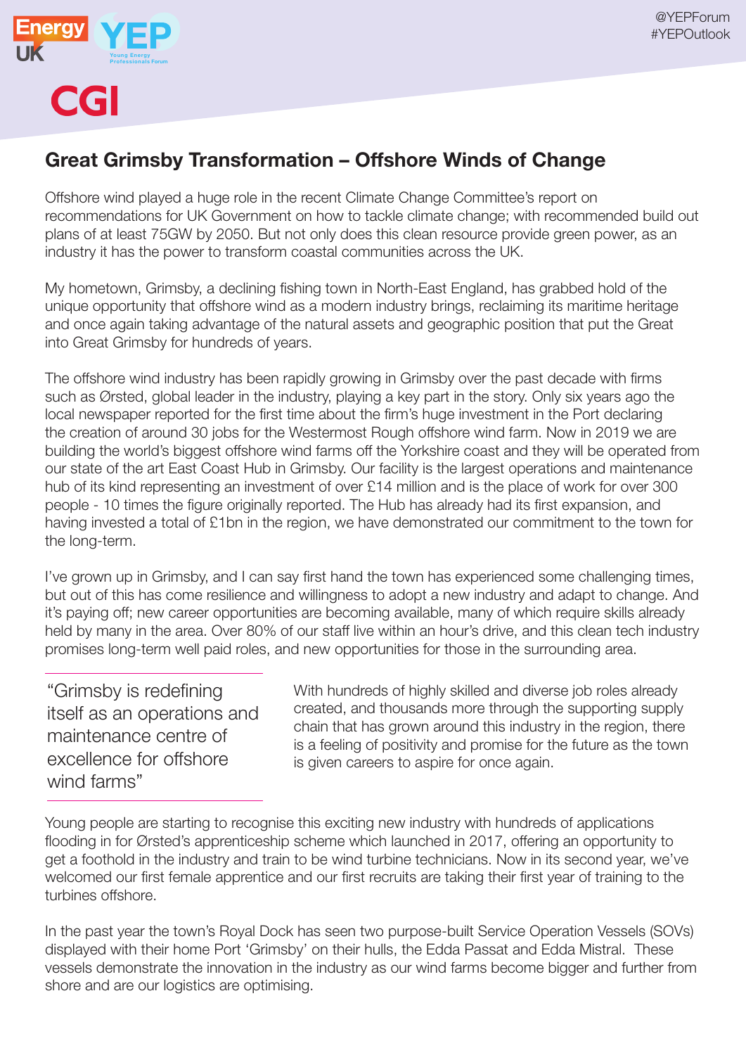@YEPForum
#YEPOutlook

# Great Grimsby Transformation – Offshore Winds of Change

Offshore wind played a huge role in the recent Climate Change Committee's report on recommendations for UK Government on how to tackle climate change; with recommended build out plans of at least 75GW by 2050. But not only does this clean resource provide green power, as an industry it has the power to transform coastal communities across the UK.

My hometown, Grimsby, a declining fishing town in North-East England, has grabbed hold of the unique opportunity that offshore wind as a modern industry brings, reclaiming its maritime heritage and once again taking advantage of the natural assets and geographic position that put the Great into Great Grimsby for hundreds of years.

The offshore wind industry has been rapidly growing in Grimsby over the past decade with firms such as Ørsted, global leader in the industry, playing a key part in the story. Only six years ago the local newspaper reported for the first time about the firm's huge investment in the Port declaring the creation of around 30 jobs for the Westermost Rough offshore wind farm. Now in 2019 we are building the world's biggest offshore wind farms off the Yorkshire coast and they will be operated from our state of the art East Coast Hub in Grimsby. Our facility is the largest operations and maintenance hub of its kind representing an investment of over £14 million and is the place of work for over 300 people - 10 times the figure originally reported. The Hub has already had its first expansion, and having invested a total of £1bn in the region, we have demonstrated our commitment to the town for the long-term.

I've grown up in Grimsby, and I can say first hand the town has experienced some challenging times, but out of this has come resilience and willingness to adopt a new industry and adapt to change. And it's paying off; new career opportunities are becoming available, many of which require skills already held by many in the area. Over 80% of our staff live within an hour's drive, and this clean tech industry promises long-term well paid roles, and new opportunities for those in the surrounding area.

> "Grimsby is redefining itself as an operations and maintenance centre of excellence for offshore wind farms"

With hundreds of highly skilled and diverse job roles already created, and thousands more through the supporting supply chain that has grown around this industry in the region, there is a feeling of positivity and promise for the future as the town is given careers to aspire for once again.

Young people are starting to recognise this exciting new industry with hundreds of applications flooding in for Ørsted's apprenticeship scheme which launched in 2017, offering an opportunity to get a foothold in the industry and train to be wind turbine technicians. Now in its second year, we've welcomed our first female apprentice and our first recruits are taking their first year of training to the turbines offshore.

In the past year the town's Royal Dock has seen two purpose-built Service Operation Vessels (SOVs) displayed with their home Port 'Grimsby' on their hulls, the Edda Passat and Edda Mistral. These vessels demonstrate the innovation in the industry as our wind farms become bigger and further from shore and are our logistics are optimising.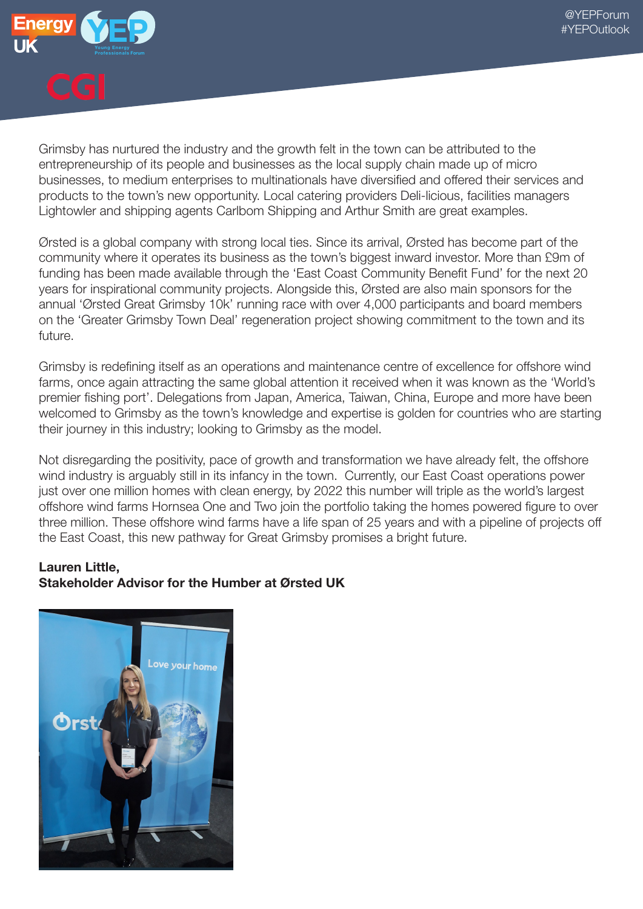Grimsby has nurtured the industry and the growth felt in the town can be attributed to the entrepreneurship of its people and businesses as the local supply chain made up of micro businesses, to medium enterprises to multinationals have diversified and offered their services and products to the town's new opportunity. Local catering providers Deli-licious, facilities managers Lightowler and shipping agents Carlbom Shipping and Arthur Smith are great examples.

Ørsted is a global company with strong local ties. Since its arrival, Ørsted has become part of the community where it operates its business as the town's biggest inward investor. More than £9m of funding has been made available through the 'East Coast Community Benefit Fund' for the next 20 years for inspirational community projects. Alongside this, Ørsted are also main sponsors for the annual 'Ørsted Great Grimsby 10k' running race with over 4,000 participants and board members on the 'Greater Grimsby Town Deal' regeneration project showing commitment to the town and its future.

Grimsby is redefining itself as an operations and maintenance centre of excellence for offshore wind farms, once again attracting the same global attention it received when it was known as the 'World's premier fishing port'. Delegations from Japan, America, Taiwan, China, Europe and more have been welcomed to Grimsby as the town's knowledge and expertise is golden for countries who are starting their journey in this industry; looking to Grimsby as the model.

Not disregarding the positivity, pace of growth and transformation we have already felt, the offshore wind industry is arguably still in its infancy in the town. Currently, our East Coast operations power just over one million homes with clean energy, by 2022 this number will triple as the world's largest offshore wind farms Hornsea One and Two join the portfolio taking the homes powered figure to over three million. These offshore wind farms have a life span of 25 years and with a pipeline of projects off the East Coast, this new pathway for Great Grimsby promises a bright future.

**Lauren Little,**
**Stakeholder Advisor for the Humber at Ørsted UK**